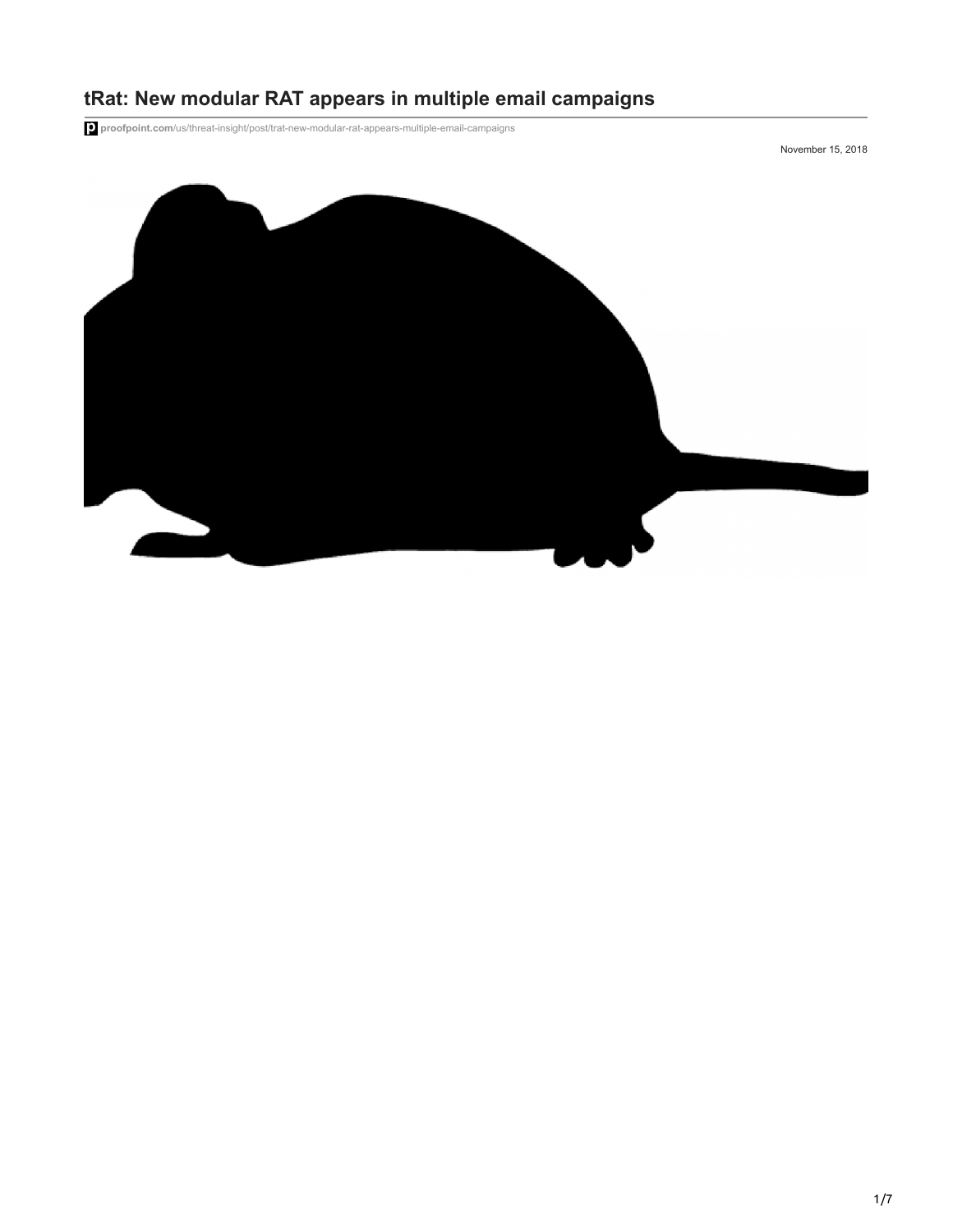# tRat: New modular RAT appears in multiple email campaigns

proofpoint.com/us/threat-insight/post/trat-new-modular-rat-appears-multiple-email-campaigns

November 15, 2018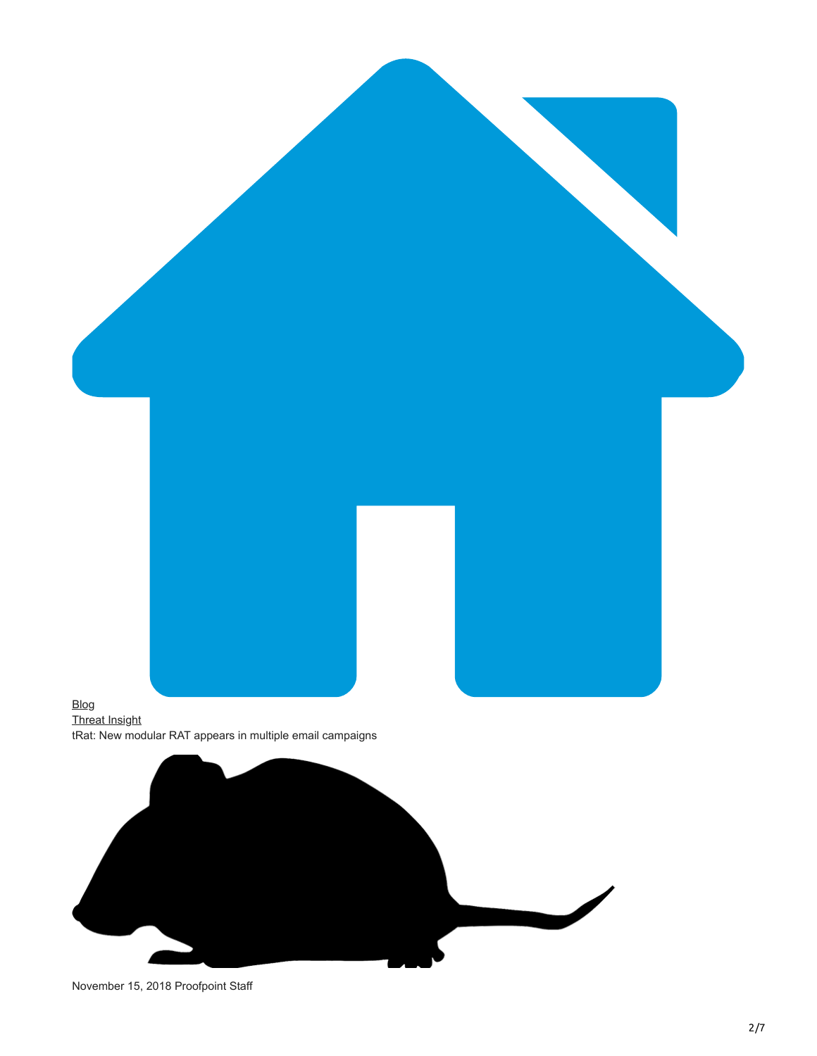[Blog](#)
[Threat Insight](#)
tRat: New modular RAT appears in multiple email campaigns

November 15, 2018 Proofpoint Staff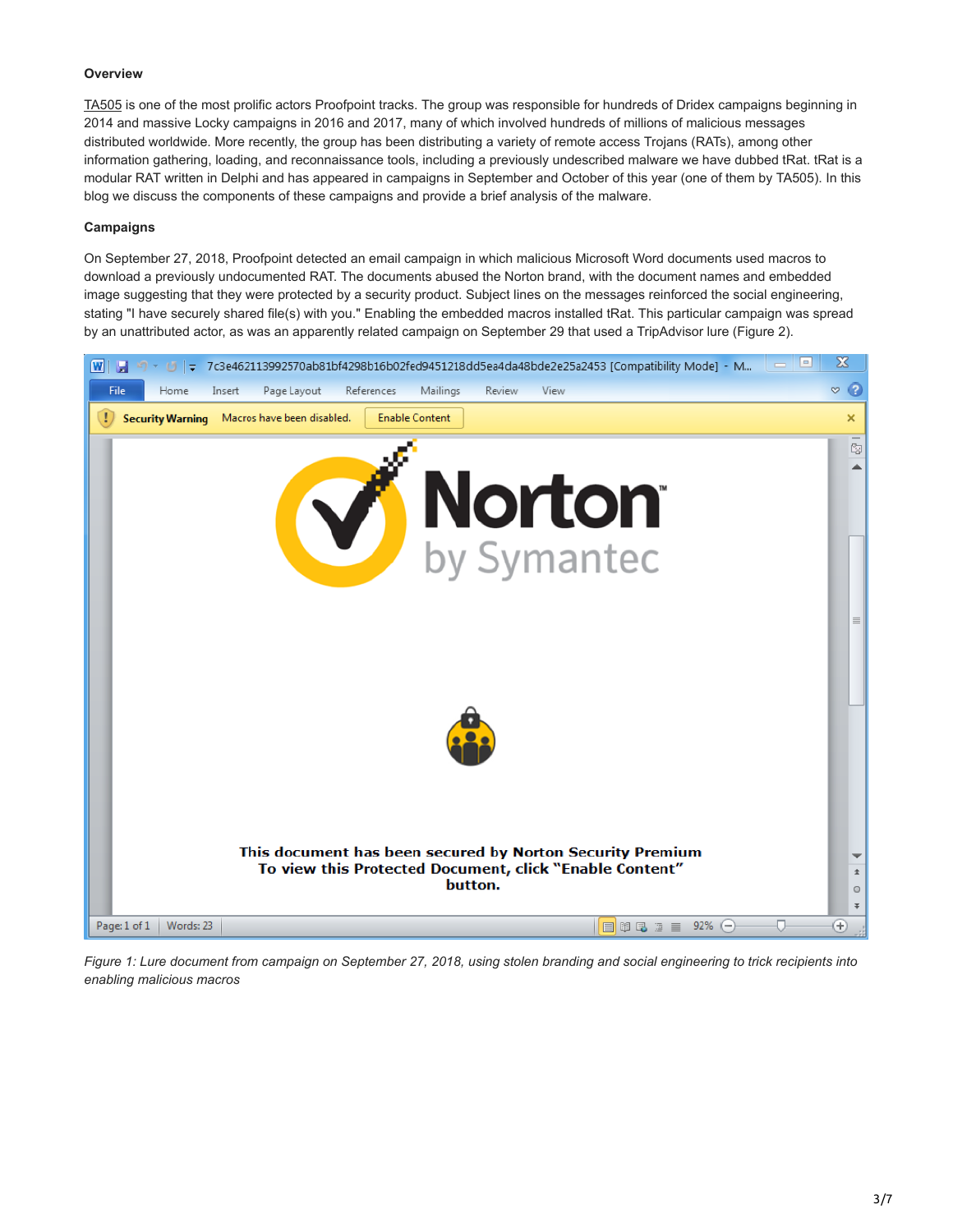**Overview**

TA505 is one of the most prolific actors Proofpoint tracks. The group was responsible for hundreds of Dridex campaigns beginning in 2014 and massive Locky campaigns in 2016 and 2017, many of which involved hundreds of millions of malicious messages distributed worldwide. More recently, the group has been distributing a variety of remote access Trojans (RATs), among other information gathering, loading, and reconnaissance tools, including a previously undescribed malware we have dubbed tRat. tRat is a modular RAT written in Delphi and has appeared in campaigns in September and October of this year (one of them by TA505). In this blog we discuss the components of these campaigns and provide a brief analysis of the malware.

**Campaigns**

On September 27, 2018, Proofpoint detected an email campaign in which malicious Microsoft Word documents used macros to download a previously undocumented RAT. The documents abused the Norton brand, with the document names and embedded image suggesting that they were protected by a security product. Subject lines on the messages reinforced the social engineering, stating "I have securely shared file(s) with you." Enabling the embedded macros installed tRat. This particular campaign was spread by an unattributed actor, as was an apparently related campaign on September 29 that used a TripAdvisor lure (Figure 2).

*Figure 1: Lure document from campaign on September 27, 2018, using stolen branding and social engineering to trick recipients into enabling malicious macros*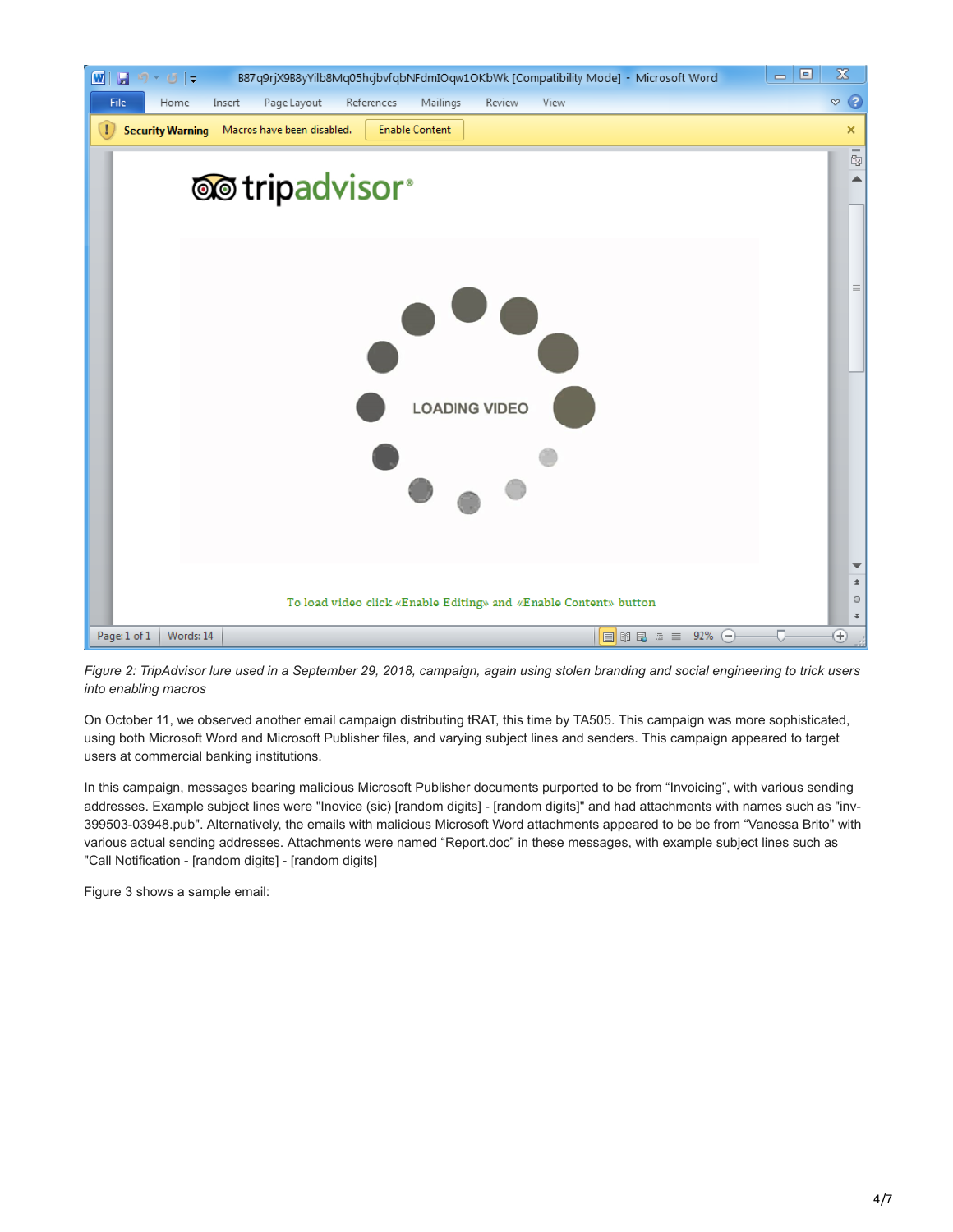*Figure 2: TripAdvisor lure used in a September 29, 2018, campaign, again using stolen branding and social engineering to trick users into enabling macros*

On October 11, we observed another email campaign distributing tRAT, this time by TA505. This campaign was more sophisticated, using both Microsoft Word and Microsoft Publisher files, and varying subject lines and senders. This campaign appeared to target users at commercial banking institutions.

In this campaign, messages bearing malicious Microsoft Publisher documents purported to be from “Invoicing”, with various sending addresses. Example subject lines were "Inovice (sic) [random digits] - [random digits]" and had attachments with names such as "inv-399503-03948.pub". Alternatively, the emails with malicious Microsoft Word attachments appeared to be be from “Vanessa Brito" with various actual sending addresses. Attachments were named “Report.doc” in these messages, with example subject lines such as "Call Notification - [random digits] - [random digits]

Figure 3 shows a sample email: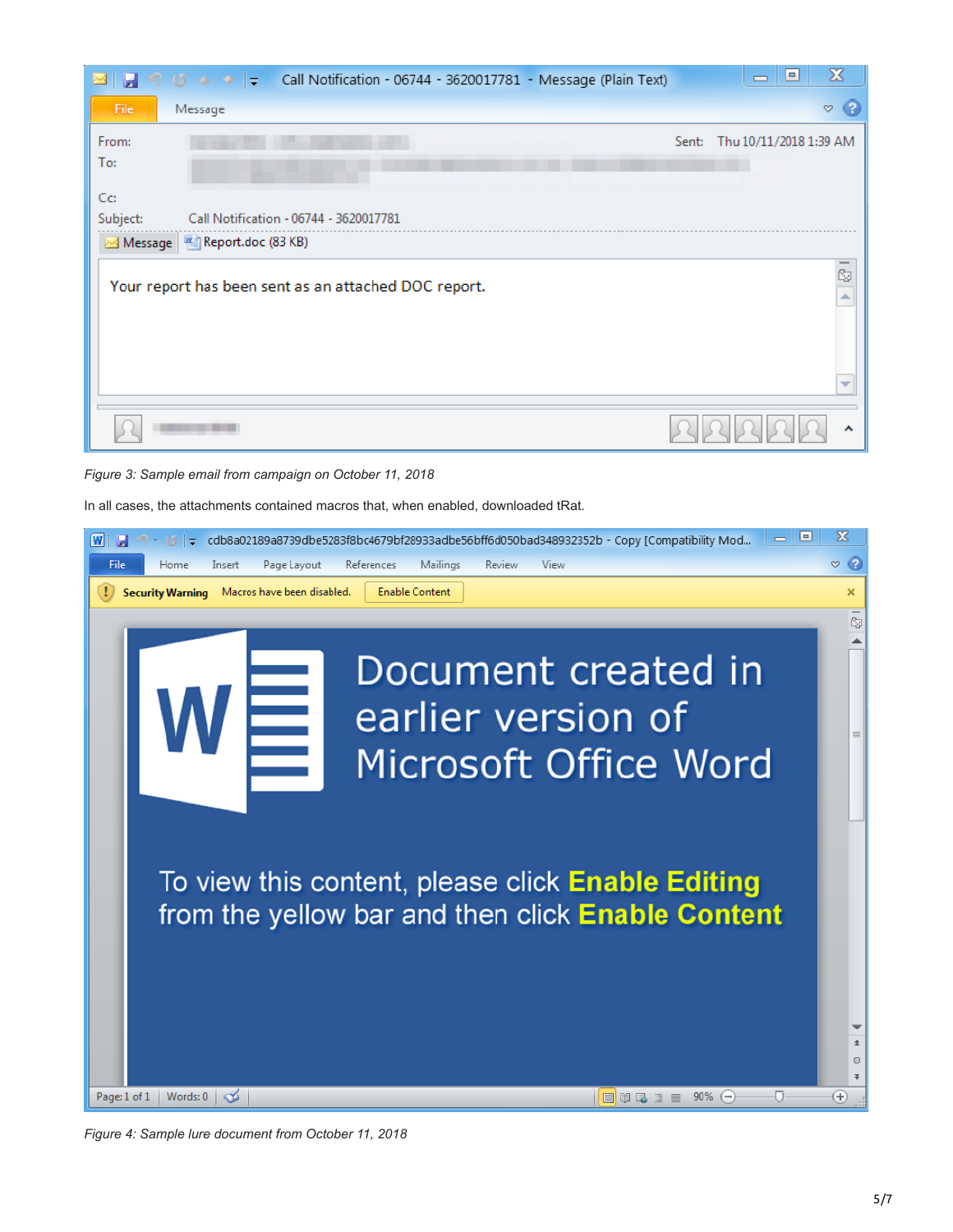*Figure 3: Sample email from campaign on October 11, 2018*

In all cases, the attachments contained macros that, when enabled, downloaded tRat.

*Figure 4: Sample lure document from October 11, 2018*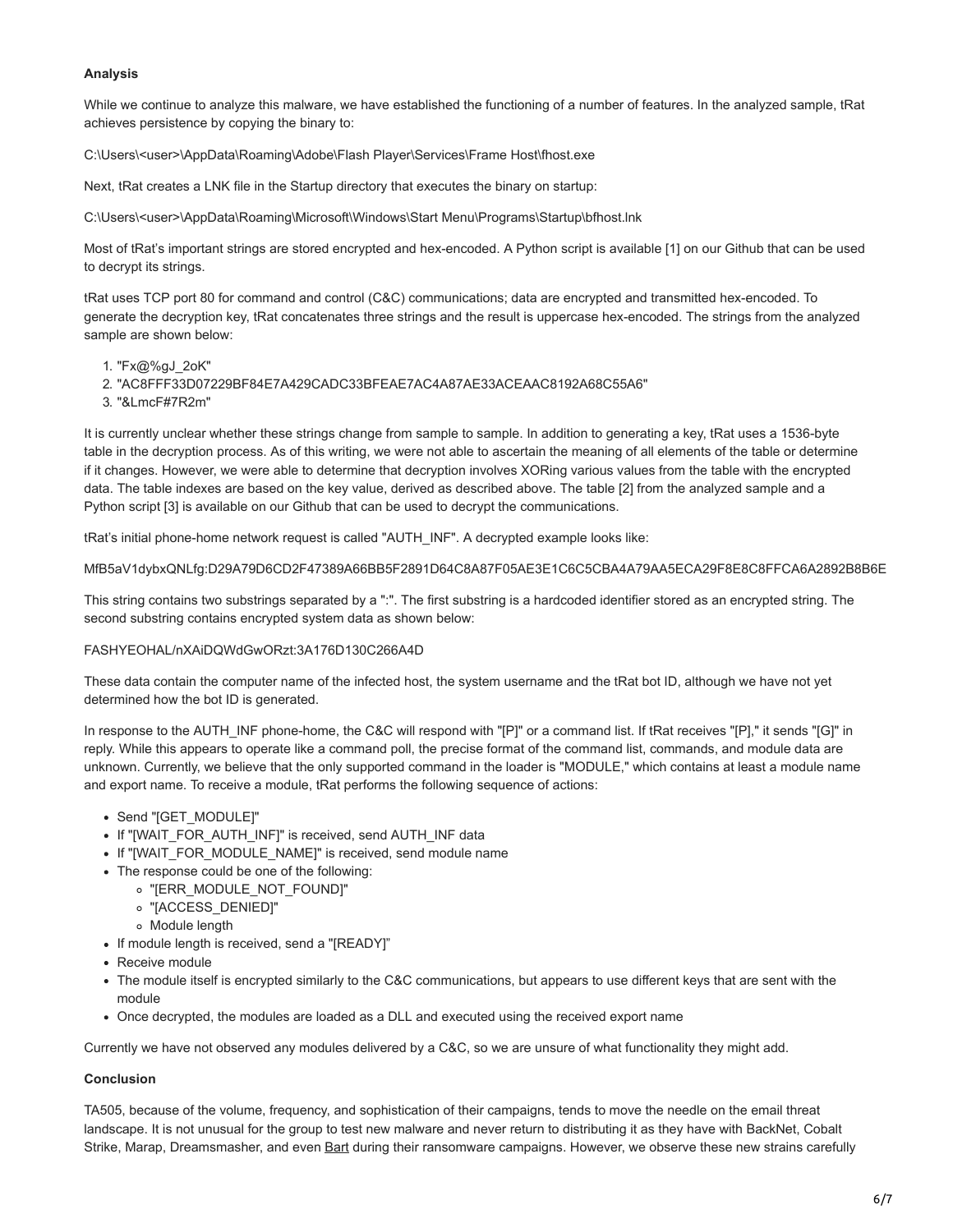**Analysis**

While we continue to analyze this malware, we have established the functioning of a number of features. In the analyzed sample, tRat achieves persistence by copying the binary to:

C:\Users\<user>\AppData\Roaming\Adobe\Flash Player\Services\Frame Host\fhost.exe

Next, tRat creates a LNK file in the Startup directory that executes the binary on startup:

C:\Users\<user>\AppData\Roaming\Microsoft\Windows\Start Menu\Programs\Startup\bfhost.lnk

Most of tRat's important strings are stored encrypted and hex-encoded. A Python script is available [1] on our Github that can be used to decrypt its strings.

tRat uses TCP port 80 for command and control (C&C) communications; data are encrypted and transmitted hex-encoded. To generate the decryption key, tRat concatenates three strings and the result is uppercase hex-encoded. The strings from the analyzed sample are shown below:

1. "Fx@%gJ_2oK"
2. "AC8FFF33D07229BF84E7A429CADC33BFEAE7AC4A87AE33ACEAAC8192A68C55A6"
3. "&LmcF#7R2m"

It is currently unclear whether these strings change from sample to sample. In addition to generating a key, tRat uses a 1536-byte table in the decryption process. As of this writing, we were not able to ascertain the meaning of all elements of the table or determine if it changes. However, we were able to determine that decryption involves XORing various values from the table with the encrypted data. The table indexes are based on the key value, derived as described above. The table [2] from the analyzed sample and a Python script [3] is available on our Github that can be used to decrypt the communications.

tRat's initial phone-home network request is called "AUTH_INF". A decrypted example looks like:

MfB5aV1dybxQNLfg:D29A79D6CD2F47389A66BB5F2891D64C8A87F05AE3E1C6C5CBA4A79AA5ECA29F8E8C8FFCA6A2892B8B6E

This string contains two substrings separated by a ":". The first substring is a hardcoded identifier stored as an encrypted string. The second substring contains encrypted system data as shown below:

FASHYEOHAL/nXAiDQWdGwORzt:3A176D130C266A4D

These data contain the computer name of the infected host, the system username and the tRat bot ID, although we have not yet determined how the bot ID is generated.

In response to the AUTH_INF phone-home, the C&C will respond with "[P]" or a command list. If tRat receives "[P]," it sends "[G]" in reply. While this appears to operate like a command poll, the precise format of the command list, commands, and module data are unknown. Currently, we believe that the only supported command in the loader is "MODULE," which contains at least a module name and export name. To receive a module, tRat performs the following sequence of actions:

- Send "[GET_MODULE]"
- If "[WAIT_FOR_AUTH_INF]" is received, send AUTH_INF data
- If "[WAIT_FOR_MODULE_NAME]" is received, send module name
- The response could be one of the following:
  - "[ERR_MODULE_NOT_FOUND]"
  - "[ACCESS_DENIED]"
  - Module length
- If module length is received, send a "[READY]"
- Receive module
- The module itself is encrypted similarly to the C&C communications, but appears to use different keys that are sent with the module
- Once decrypted, the modules are loaded as a DLL and executed using the received export name

Currently we have not observed any modules delivered by a C&C, so we are unsure of what functionality they might add.

**Conclusion**

TA505, because of the volume, frequency, and sophistication of their campaigns, tends to move the needle on the email threat landscape. It is not unusual for the group to test new malware and never return to distributing it as they have with BackNet, Cobalt Strike, Marap, Dreamsmasher, and even Bart during their ransomware campaigns. However, we observe these new strains carefully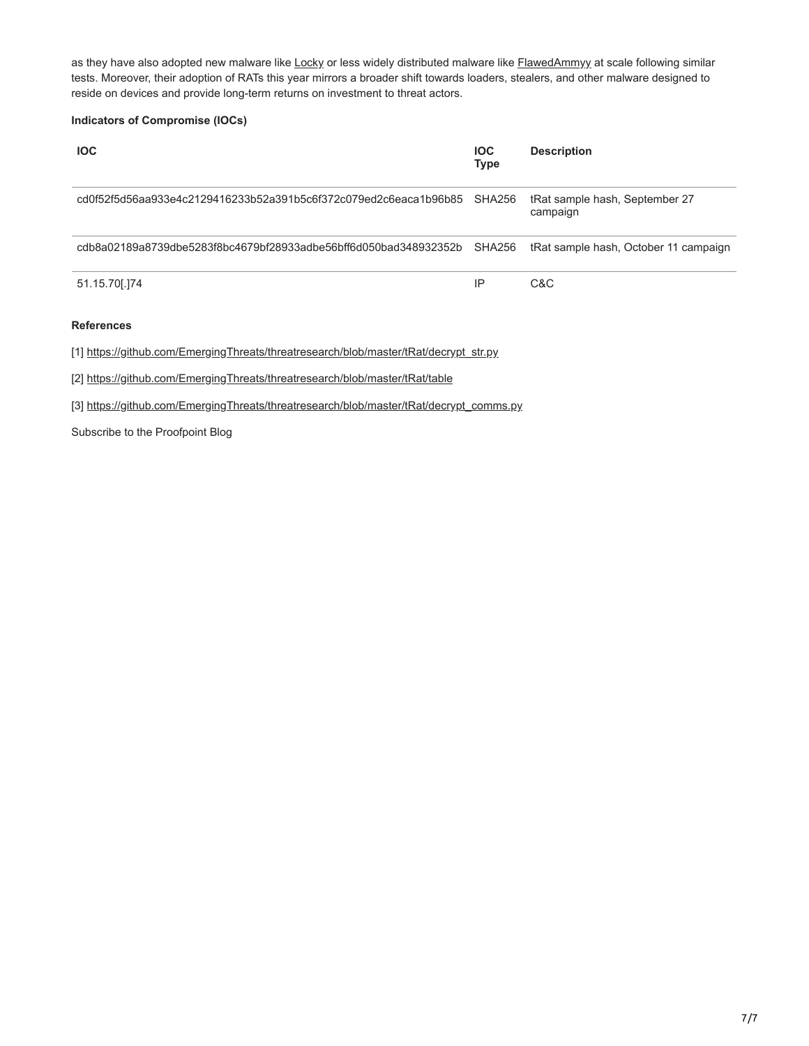as they have also adopted new malware like Locky or less widely distributed malware like FlawedAmmyy at scale following similar tests. Moreover, their adoption of RATs this year mirrors a broader shift towards loaders, stealers, and other malware designed to reside on devices and provide long-term returns on investment to threat actors.

**Indicators of Compromise (IOCs)**

| IOC | IOC Type | Description |
| --- | --- | --- |
| cd0f52f5d56aa933e4c2129416233b52a391b5c6f372c079ed2c6eaca1b96b85 | SHA256 | tRat sample hash, September 27 campaign |
| cdb8a02189a8739dbe5283f8bc4679bf28933adbe56bff6d050bad348932352b | SHA256 | tRat sample hash, October 11 campaign |
| 51.15.70[.]74 | IP | C&C |

**References**

[1] https://github.com/EmergingThreats/threatresearch/blob/master/tRat/decrypt_str.py

[2] https://github.com/EmergingThreats/threatresearch/blob/master/tRat/table

[3] https://github.com/EmergingThreats/threatresearch/blob/master/tRat/decrypt_comms.py

Subscribe to the Proofpoint Blog